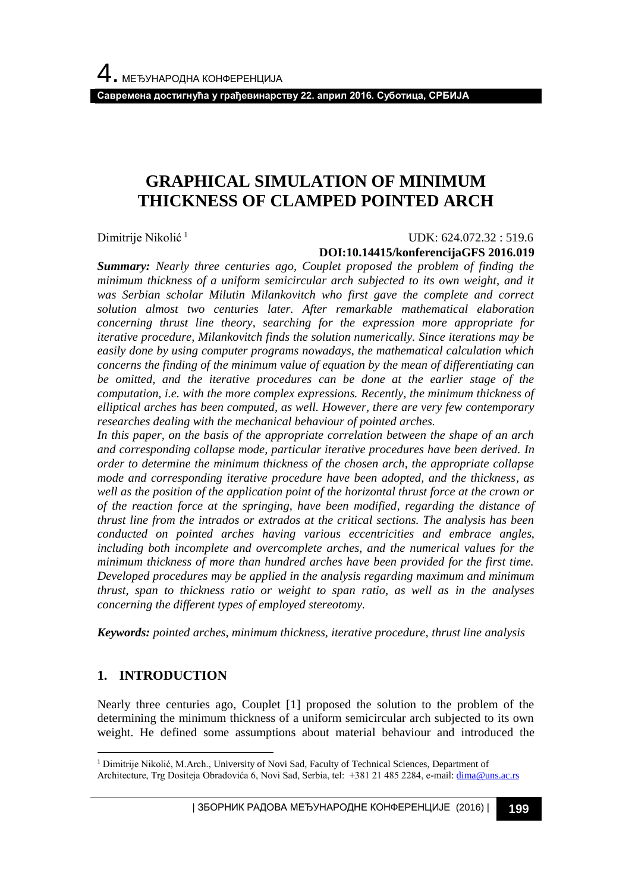# GRAPHICAL SIMULATION OF MINIMUM THICKNESS OF CLAMPED POINTED ARCH

Dimitrije Nikolić [1]

UDK: 624.072.32 : 519.6

**DOI:10.14415/konferencijaGFS 2016.019**

***Summary:*** *Nearly three centuries ago, Couplet proposed the problem of finding the minimum thickness of a uniform semicircular arch subjected to its own weight, and it was Serbian scholar Milutin Milankovitch who first gave the complete and correct solution almost two centuries later. After remarkable mathematical elaboration concerning thrust line theory, searching for the expression more appropriate for iterative procedure, Milankovitch finds the solution numerically. Since iterations may be easily done by using computer programs nowadays, the mathematical calculation which concerns the finding of the minimum value of equation by the mean of differentiating can be omitted, and the iterative procedures can be done at the earlier stage of the computation, i.e. with the more complex expressions. Recently, the minimum thickness of elliptical arches has been computed, as well. However, there are very few contemporary researches dealing with the mechanical behaviour of pointed arches.*

*In this paper, on the basis of the appropriate correlation between the shape of an arch and corresponding collapse mode, particular iterative procedures have been derived. In order to determine the minimum thickness of the chosen arch, the appropriate collapse mode and corresponding iterative procedure have been adopted, and the thickness, as well as the position of the application point of the horizontal thrust force at the crown or of the reaction force at the springing, have been modified, regarding the distance of thrust line from the intrados or extrados at the critical sections. The analysis has been conducted on pointed arches having various eccentricities and embrace angles, including both incomplete and overcomplete arches, and the numerical values for the minimum thickness of more than hundred arches have been provided for the first time. Developed procedures may be applied in the analysis regarding maximum and minimum thrust, span to thickness ratio or weight to span ratio, as well as in the analyses concerning the different types of employed stereotomy.*

***Keywords:*** *pointed arches, minimum thickness, iterative procedure, thrust line analysis*

## 1. INTRODUCTION

Nearly three centuries ago, Couplet [1] proposed the solution to the problem of the determining the minimum thickness of a uniform semicircular arch subjected to its weight. He defined some assumptions about material behaviour and introduced the

---

[1] Dimitrije Nikolić, M.Arch., University of Novi Sad, Faculty of Technical Sciences, Department of Architecture, Trg Dositeja Obradovića 6, Novi Sad, Serbia, tel: +381 21 485 2284, e-mail: dima@uns.ac.rs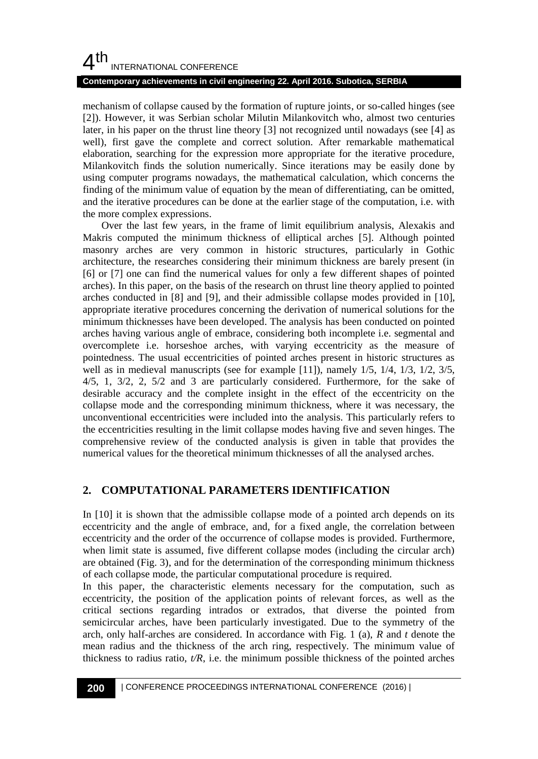mechanism of collapse caused by the formation of rupture joints, or so-called hinges (see [2]). However, it was Serbian scholar Milutin Milankovitch who, almost two centuries later, in his paper on the thrust line theory [3] not recognized until nowadays (see [4] as well), first gave the complete and correct solution. After remarkable mathematical elaboration, searching for the expression more appropriate for the iterative procedure, Milankovitch finds the solution numerically. Since iterations may be easily done by using computer programs nowadays, the mathematical calculation, which concerns the finding of the minimum value of equation by the mean of differentiating, can be omitted, and the iterative procedures can be done at the earlier stage of the computation, i.e. with the more complex expressions.

Over the last few years, in the frame of limit equilibrium analysis, Alexakis and Makris computed the minimum thickness of elliptical arches [5]. Although pointed masonry arches are very common in historic structures, particularly in Gothic architecture, the researches considering their minimum thickness are barely present (in [6] or [7] one can find the numerical values for only a few different shapes of pointed arches). In this paper, on the basis of the research on thrust line theory applied to pointed arches conducted in [8] and [9], and their admissible collapse modes provided in [10], appropriate iterative procedures concerning the derivation of numerical solutions for the minimum thicknesses have been developed. The analysis has been conducted on pointed arches having various angle of embrace, considering both incomplete i.e. segmental and overcomplete i.e. horseshoe arches, with varying eccentricity as the measure of pointedness. The usual eccentricities of pointed arches present in historic structures as well as in medieval manuscripts (see for example [11]), namely 1/5, 1/4, 1/3, 1/2, 3/5, 4/5, 1, 3/2, 2, 5/2 and 3 are particularly considered. Furthermore, for the sake of desirable accuracy and the complete insight in the effect of the eccentricity on the collapse mode and the corresponding minimum thickness, where it was necessary, the unconventional eccentricities were included into the analysis. This particularly refers to the eccentricities resulting in the limit collapse modes having five and seven hinges. The comprehensive review of the conducted analysis is given in table that provides the numerical values for the theoretical minimum thicknesses of all the analysed arches.

## 2. COMPUTATIONAL PARAMETERS IDENTIFICATION

In [10] it is shown that the admissible collapse mode of a pointed arch depends on its eccentricity and the angle of embrace, and, for a fixed angle, the correlation between eccentricity and the order of the occurrence of collapse modes is provided. Furthermore, when limit state is assumed, five different collapse modes (including the circular arch) are obtained (Fig. 3), and for the determination of the corresponding minimum thickness of each collapse mode, the particular computational procedure is required.

In this paper, the characteristic elements necessary for the computation, such as eccentricity, the position of the application points of relevant forces, as well as the critical sections regarding intrados or extrados, that diverse the pointed from semicircular arches, have been particularly investigated. Due to the symmetry of the arch, only half-arches are considered. In accordance with Fig. 1 (a), $R$ and $t$ denote the mean radius and the thickness of the arch ring, respectively. The minimum value of thickness to radius ratio, $t/R$, i.e. the minimum possible thickness of the pointed arches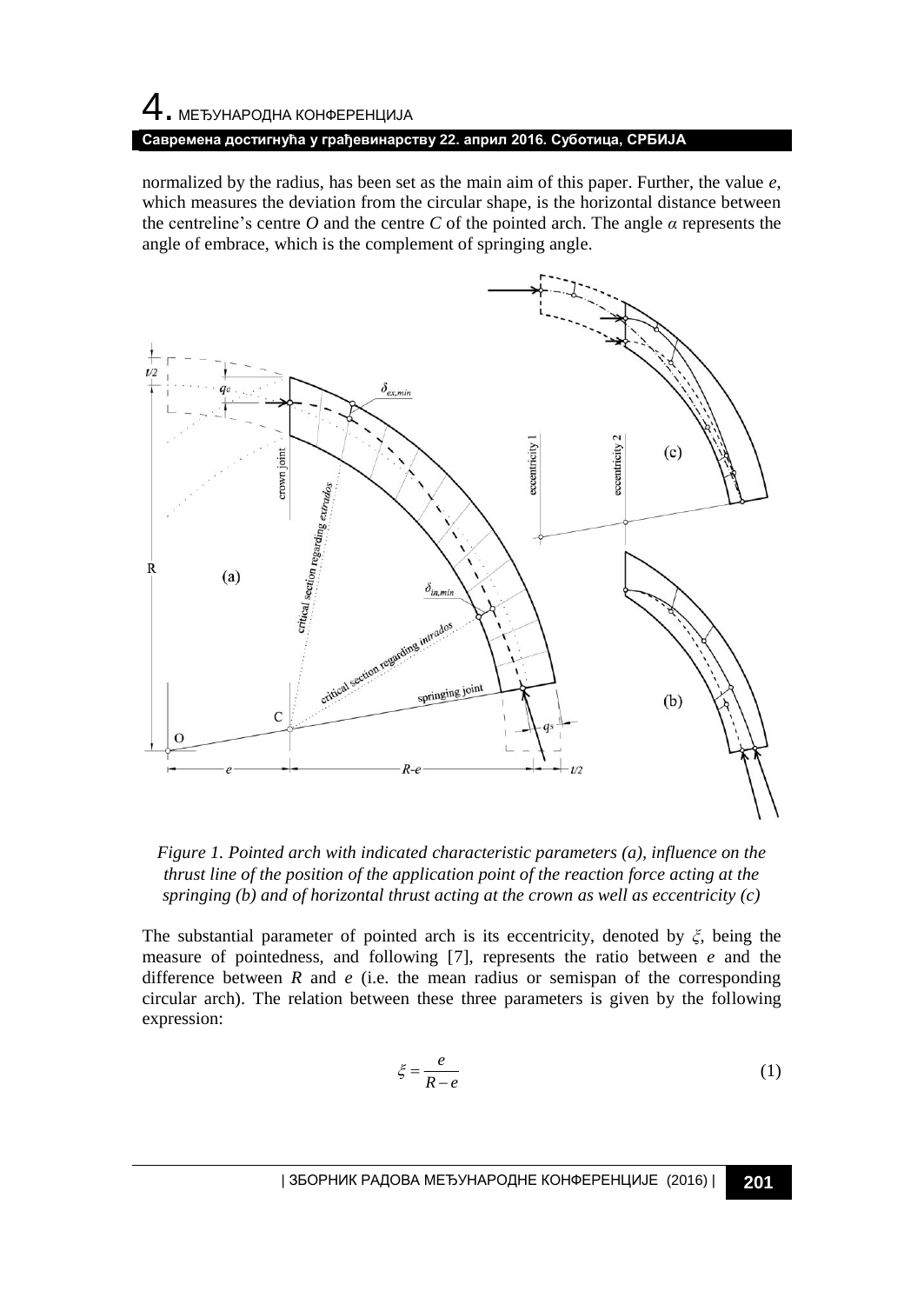normalized by the radius, has been set as the main aim of this paper. Further, the value *e*, which measures the deviation from the circular shape, is the horizontal distance between the centreline's centre *O* and the centre *C* of the pointed arch. The angle $\alpha$ represents the angle of embrace, which is the complement of springing angle.

*Figure 1. Pointed arch with indicated characteristic parameters (a), influence on the thrust line of the position of the application point of the reaction force acting at the springing (b) and of horizontal thrust acting at the crown as well as eccentricity (c)*

The substantial parameter of pointed arch is its eccentricity, denoted by $\xi$, being the measure of pointedness, and following [7], represents the ratio between *e* and the difference between *R* and *e* (i.e. the mean radius or semispan of the corresponding circular arch). The relation between these three parameters is given by the following expression:

$$\xi = \frac{e}{R-e} \tag{1}$$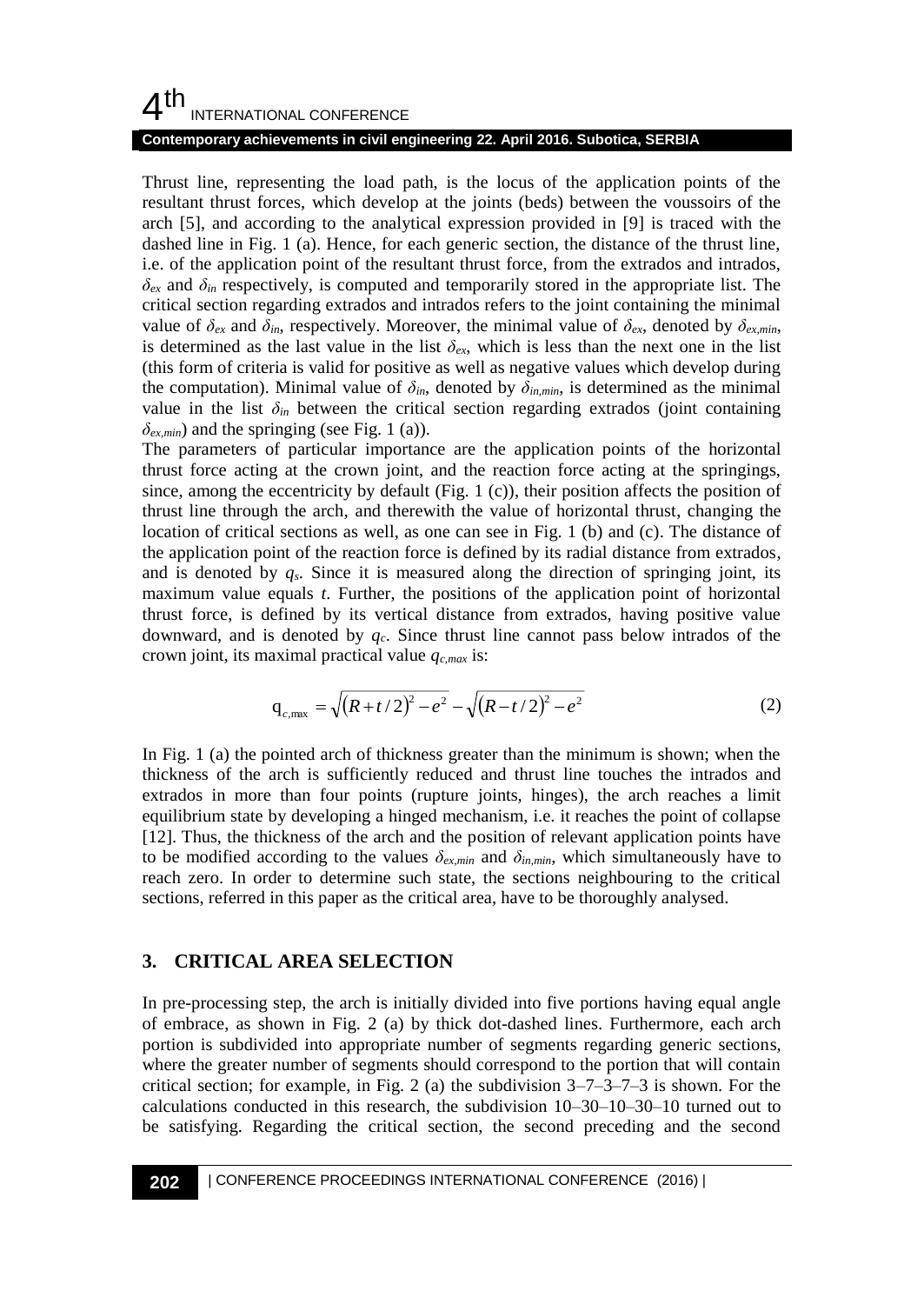Thrust line, representing the load path, is the locus of the application points of the resultant thrust forces, which develop at the joints (beds) between the voussoirs of the arch [5], and according to the analytical expression provided in [9] is traced with the dashed line in Fig. 1 (a). Hence, for each generic section, the distance of the thrust line, i.e. of the application point of the resultant thrust force, from the extrados and intrados, $\delta_{ex}$ and $\delta_{in}$ respectively, is computed and temporarily stored in the appropriate list. The critical section regarding extrados and intrados refers to the joint containing the minimal value of $\delta_{ex}$ and $\delta_{in}$, respectively. Moreover, the minimal value of $\delta_{ex}$, denoted by $\delta_{ex,min}$, is determined as the last value in the list $\delta_{ex}$, which is less than the next one in the list (this form of criteria is valid for positive as well as negative values which develop during the computation). Minimal value of $\delta_{in}$, denoted by $\delta_{in,min}$, is determined as the minimal value in the list $\delta_{in}$ between the critical section regarding extrados (joint containing $\delta_{ex,min}$) and the springing (see Fig. 1 (a)).

The parameters of particular importance are the application points of the horizontal thrust force acting at the crown joint, and the reaction force acting at the springings, since, among the eccentricity by default (Fig. 1 (c)), their position affects the position of thrust line through the arch, and therewith the value of horizontal thrust, changing the location of critical sections as well, as one can see in Fig. 1 (b) and (c). The distance of the application point of the reaction force is defined by its radial distance from extrados, and is denoted by $q_s$. Since it is measured along the direction of springing joint, its maximum value equals $t$. Further, the positions of the application point of horizontal thrust force, is defined by its vertical distance from extrados, having positive value downward, and is denoted by $q_c$. Since thrust line cannot pass below intrados of the crown joint, its maximal practical value $q_{c,max}$ is:

$$q_{c,\max} = \sqrt{(R+t/2)^2 - e^2} - \sqrt{(R-t/2)^2 - e^2} \tag{2}$$

In Fig. 1 (a) the pointed arch of thickness greater than the minimum is shown; when the thickness of the arch is sufficiently reduced and thrust line touches the intrados and extrados in more than four points (rupture joints, hinges), the arch reaches a limit equilibrium state by developing a hinged mechanism, i.e. it reaches the point of collapse [12]. Thus, the thickness of the arch and the position of relevant application points have to be modified according to the values $\delta_{ex,min}$ and $\delta_{in,min}$, which simultaneously have to reach zero. In order to determine such state, the sections neighbouring to the critical sections, referred in this paper as the critical area, have to be thoroughly analysed.

## 3. CRITICAL AREA SELECTION

In pre-processing step, the arch is initially divided into five portions having equal angle of embrace, as shown in Fig. 2 (a) by thick dot-dashed lines. Furthermore, each arch portion is subdivided into appropriate number of segments regarding generic sections, where the greater number of segments should correspond to the portion that will contain critical section; for example, in Fig. 2 (a) the subdivision 3–7–3–7–3 is shown. For the calculations conducted in this research, the subdivision 10–30–10–30–10 turned out to be satisfying. Regarding the critical section, the second preceding and the second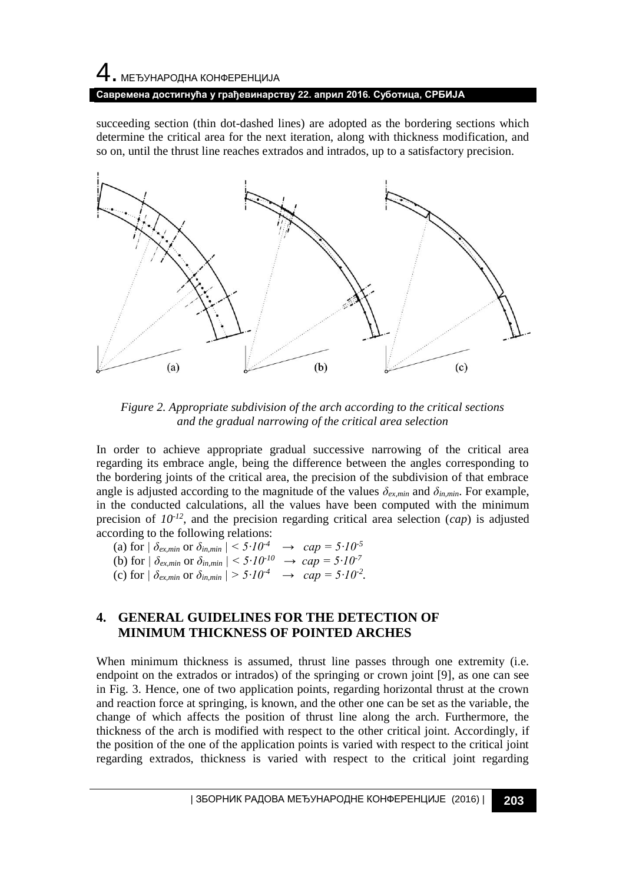succeeding section (thin dot-dashed lines) are adopted as the bordering sections which determine the critical area for the next iteration, along with thickness modification, and so on, until the thrust line reaches extrados and intrados, up to a satisfactory precision.

*Figure 2. Appropriate subdivision of the arch according to the critical sections and the gradual narrowing of the critical area selection*

In order to achieve appropriate gradual successive narrowing of the critical area regarding its embrace angle, being the difference between the angles corresponding to the bordering joints of the critical area, the precision of the subdivision of that embrace angle is adjusted according to the magnitude of the values $\delta_{ex,min}$ and $\delta_{in,min}$. For example, in the conducted calculations, all the values have been computed with the minimum precision of $10^{-12}$, and the precision regarding critical area selection (*cap*) is adjusted according to the following relations:

(a) for $| \delta_{ex,min}$ or $\delta_{in,min} | < 5 \cdot 10^{-4} \rightarrow cap = 5 \cdot 10^{-5}$
(b) for $| \delta_{ex,min}$ or $\delta_{in,min} | < 5 \cdot 10^{-10} \rightarrow cap = 5 \cdot 10^{-7}$
(c) for $| \delta_{ex,min}$ or $\delta_{in,min} | > 5 \cdot 10^{-4} \rightarrow cap = 5 \cdot 10^{-2}$.

## 4. GENERAL GUIDELINES FOR THE DETECTION OF MINIMUM THICKNESS OF POINTED ARCHES

When minimum thickness is assumed, thrust line passes through one extremity (i.e. endpoint on the extrados or intrados) of the springing or crown joint [9], as one can see in Fig. 3. Hence, one of two application points, regarding horizontal thrust at the crown and reaction force at springing, is known, and the other one can be set as the variable, the change of which affects the position of thrust line along the arch. Furthermore, the thickness of the arch is modified with respect to the other critical joint. Accordingly, if the position of the one of the application points is varied with respect to the critical joint regarding extrados, thickness is varied with respect to the critical joint regarding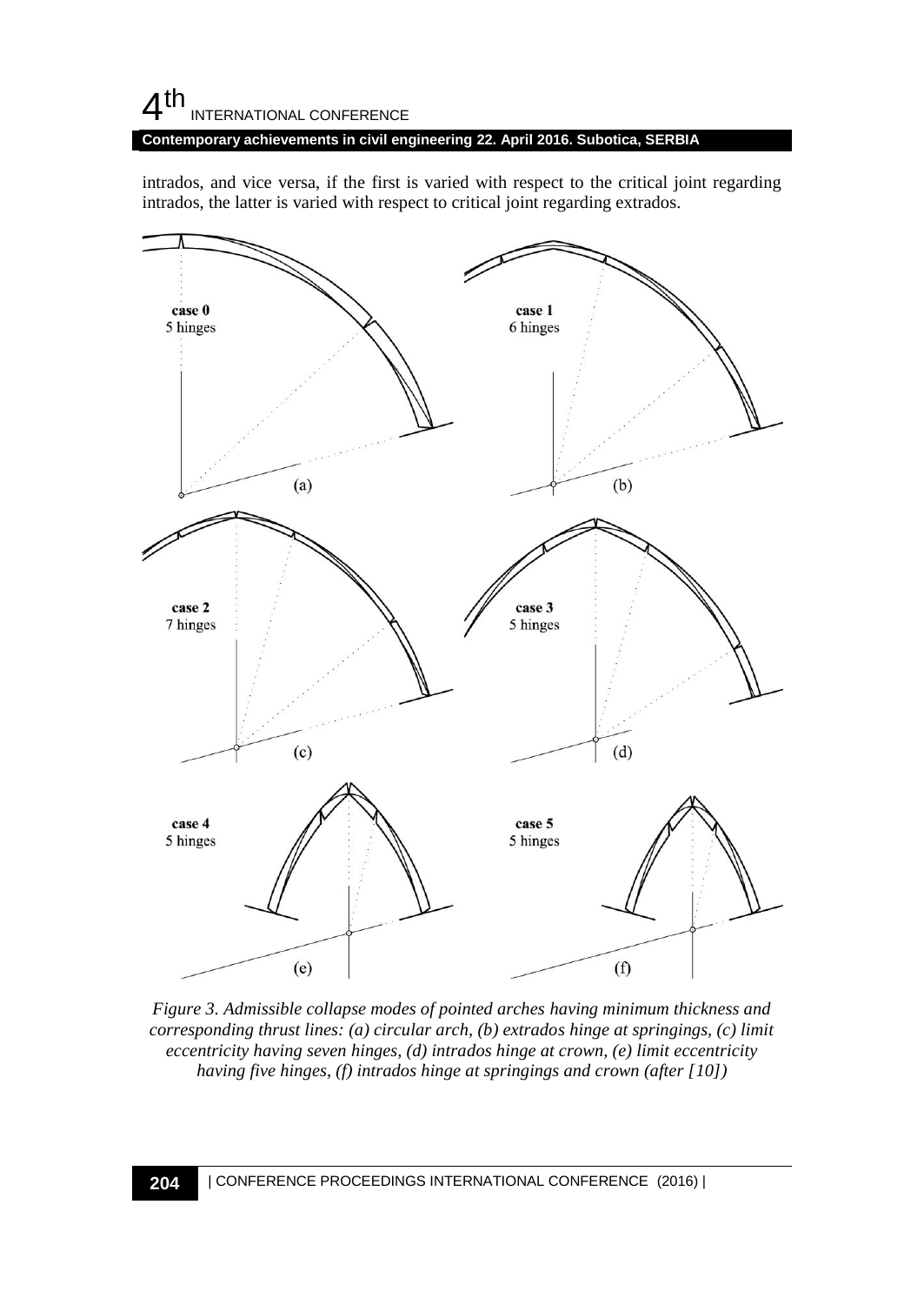intrados, and vice versa, if the first is varied with respect to the critical joint regarding intrados, the latter is varied with respect to critical joint regarding extrados.

*Figure 3. Admissible collapse modes of pointed arches having minimum thickness and corresponding thrust lines: (a) circular arch, (b) extrados hinge at springings, (c) limit eccentricity having seven hinges, (d) intrados hinge at crown, (e) limit eccentricity having five hinges, (f) intrados hinge at springings and crown (after [10])*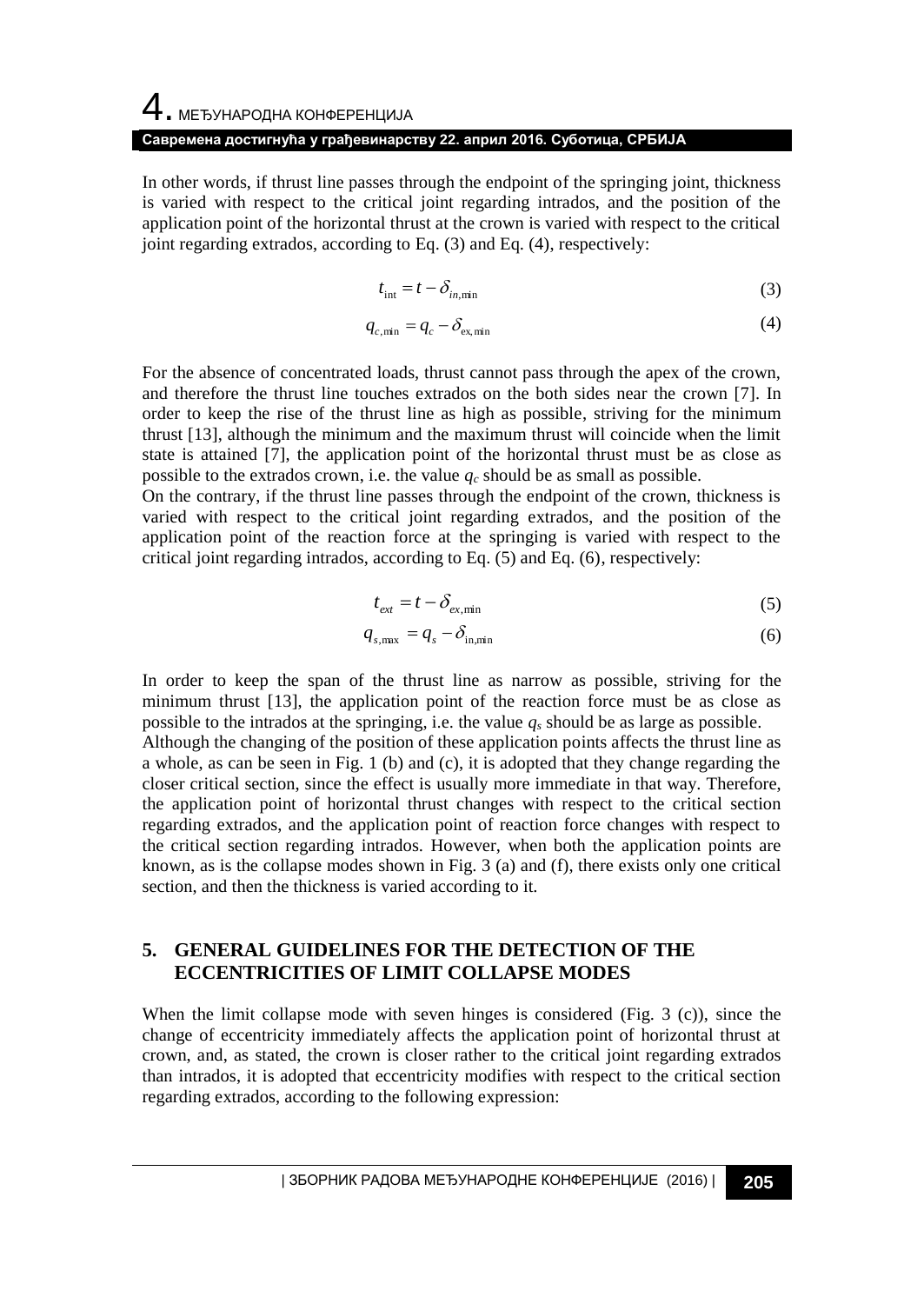In other words, if thrust line passes through the endpoint of the springing joint, thickness is varied with respect to the critical joint regarding intrados, and the position of the application point of the horizontal thrust at the crown is varied with respect to the critical joint regarding extrados, according to Eq. (3) and Eq. (4), respectively:

$$t_{\text{int}} = t - \delta_{in,\min} \tag{3}$$

$$q_{c,\min} = q_c - \delta_{\text{ex},\min} \tag{4}$$

For the absence of concentrated loads, thrust cannot pass through the apex of the crown, and therefore the thrust line touches extrados on the both sides near the crown [7]. In order to keep the rise of the thrust line as high as possible, striving for the minimum thrust [13], although the minimum and the maximum thrust will coincide when the limit state is attained [7], the application point of the horizontal thrust must be as close as possible to the extrados crown, i.e. the value $q_c$ should be as small as possible.

On the contrary, if the thrust line passes through the endpoint of the crown, thickness is varied with respect to the critical joint regarding extrados, and the position of the application point of the reaction force at the springing is varied with respect to the critical joint regarding intrados, according to Eq. (5) and Eq. (6), respectively:

$$t_{ext} = t - \delta_{ex,\min} \tag{5}$$

$$q_{s,\max} = q_s - \delta_{\text{in},\min} \tag{6}$$

In order to keep the span of the thrust line as narrow as possible, striving for the minimum thrust [13], the application point of the reaction force must be as close as possible to the intrados at the springing, i.e. the value $q_s$ should be as large as possible.

Although the changing of the position of these application points affects the thrust line as a whole, as can be seen in Fig. 1 (b) and (c), it is adopted that they change regarding the closer critical section, since the effect is usually more immediate in that way. Therefore, the application point of horizontal thrust changes with respect to the critical section regarding extrados, and the application point of reaction force changes with respect to the critical section regarding intrados. However, when both the application points are known, as is the collapse modes shown in Fig. 3 (a) and (f), there exists only one critical section, and then the thickness is varied according to it.

## 5. GENERAL GUIDELINES FOR THE DETECTION OF THE ECCENTRICITIES OF LIMIT COLLAPSE MODES

When the limit collapse mode with seven hinges is considered (Fig. 3 (c)), since the change of eccentricity immediately affects the application point of horizontal thrust at crown, and, as stated, the crown is closer rather to the critical joint regarding extrados than intrados, it is adopted that eccentricity modifies with respect to the critical section regarding extrados, according to the following expression: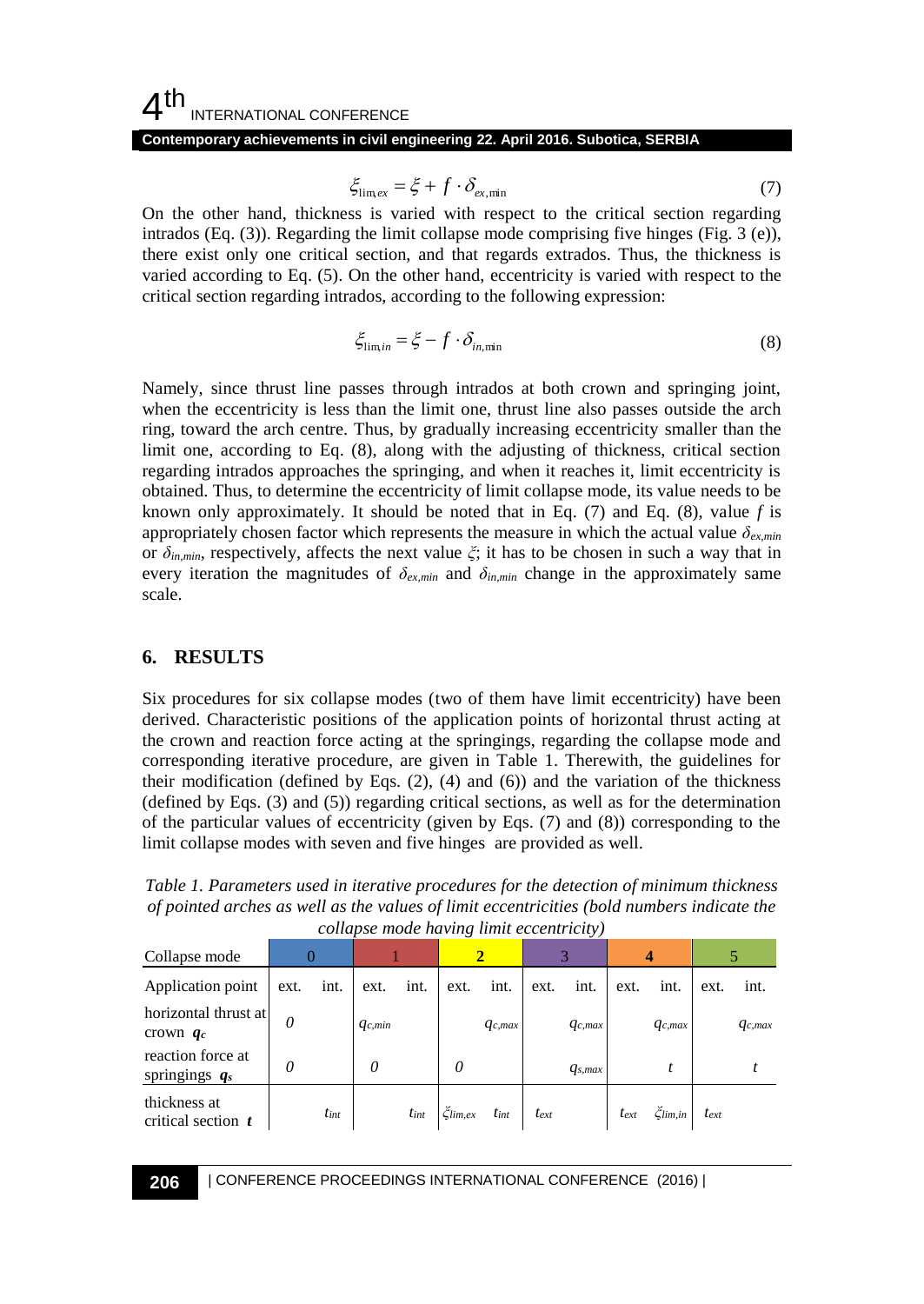$$\xi_{\lim,ex} = \xi + f \cdot \delta_{ex,\min} \tag{7}$$

On the other hand, thickness is varied with respect to the critical section regarding intrados (Eq. (3)). Regarding the limit collapse mode comprising five hinges (Fig. 3 (e)), there exist only one critical section, and that regards extrados. Thus, the thickness is varied according to Eq. (5). On the other hand, eccentricity is varied with respect to the critical section regarding intrados, according to the following expression:

$$\xi_{\lim,in} = \xi - f \cdot \delta_{in,\min} \tag{8}$$

Namely, since thrust line passes through intrados at both crown and springing joint, when the eccentricity is less than the limit one, thrust line also passes outside the arch ring, toward the arch centre. Thus, by gradually increasing eccentricity smaller than the limit one, according to Eq. (8), along with the adjusting of thickness, critical section regarding intrados approaches the springing, and when it reaches it, limit eccentricity is obtained. Thus, to determine the eccentricity of limit collapse mode, its value needs to be known only approximately. It should be noted that in Eq. (7) and Eq. (8), value $f$ is appropriately chosen factor which represents the measure in which the actual value $\delta_{ex,min}$ or $\delta_{in,min}$, respectively, affects the next value $\xi$; it has to be chosen in such a way that in every iteration the magnitudes of $\delta_{ex,min}$ and $\delta_{in,min}$ change in the approximately same scale.

## 6. RESULTS

Six procedures for six collapse modes (two of them have limit eccentricity) have been derived. Characteristic positions of the application points of horizontal thrust acting at the crown and reaction force acting at the springings, regarding the collapse mode and corresponding iterative procedure, are given in Table 1. Therewith, the guidelines for their modification (defined by Eqs. (2), (4) and (6)) and the variation of the thickness (defined by Eqs. (3) and (5)) regarding critical sections, as well as for the determination of the particular values of eccentricity (given by Eqs. (7) and (8)) corresponding to the limit collapse modes with seven and five hinges are provided as well.

*Table 1. Parameters used in iterative procedures for the detection of minimum thickness of pointed arches as well as the values of limit eccentricities (bold numbers indicate the collapse mode having limit eccentricity)*

| Collapse mode | 0 | | 1 | | **2** | | 3 | | **4** | | 5 | |
|---|---|---|---|---|---|---|---|---|---|---|---|---|
| Application point | ext. | int. | ext. | int. | ext. | int. | ext. | int. | ext. | int. | ext. | int. |
| horizontal thrust at crown $q_c$ | $0$ | | $q_{c,min}$ | | | $q_{c,max}$ | | $q_{c,max}$ | | $q_{c,max}$ | | $q_{c,max}$ |
| reaction force at springings $q_s$ | $0$ | | $0$ | | $0$ | | | $q_{s,max}$ | | $t$ | | $t$ |
| thickness at critical section $t$ | | $t_{int}$ | | $t_{int}$ | $\xi_{lim,ex}$ | $t_{int}$ | $t_{ext}$ | | $t_{ext}$ | $\xi_{lim,in}$ | $t_{ext}$ | |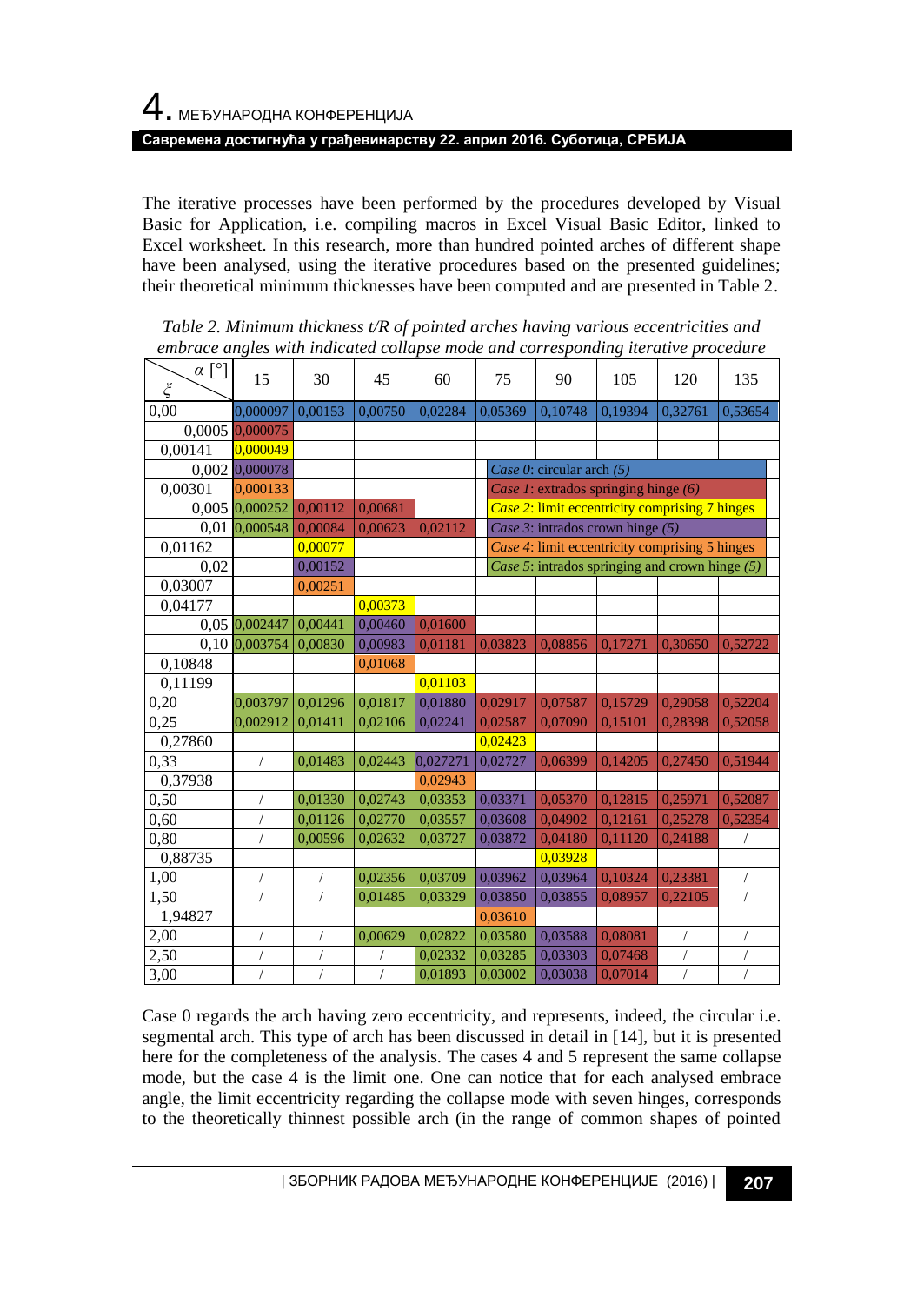The iterative processes have been performed by the procedures developed by Visual Basic for Application, i.e. compiling macros in Excel Visual Basic Editor, linked to Excel worksheet. In this research, more than hundred pointed arches of different shape have been analysed, using the iterative procedures based on the presented guidelines; their theoretical minimum thicknesses have been computed and are presented in Table 2.

*Table 2. Minimum thickness t/R of pointed arches having various eccentricities and embrace angles with indicated collapse mode and corresponding iterative procedure*

| $\xi$ \ $\alpha$ [°] | 15 | 30 | 45 | 60 | 75 | 90 | 105 | 120 | 135 |
|---|---|---|---|---|---|---|---|---|---|
| 0,00 | 0,000097 | 0,00153 | 0,00750 | 0,02284 | 0,05369 | 0,10748 | 0,19394 | 0,32761 | 0,53654 |
| 0,0005 | 0,000075 | | | | | | | | |
| 0,00141 | 0,000049 | | | | | | | | |
| 0,002 | 0,000078 | | | | | | | | |
| 0,00301 | 0,000133 | | | | | | | | |
| 0,005 | 0,000252 | 0,00112 | 0,00681 | | | | | | |
| 0,01 | 0,000548 | 0,00084 | 0,00623 | 0,02112 | | | | | |
| 0,01162 | | 0,00077 | | | | | | | |
| 0,02 | | 0,00152 | | | | | | | |
| 0,03007 | | 0,00251 | | | | | | | |
| 0,04177 | | | 0,00373 | | | | | | |
| 0,05 | 0,002447 | 0,00441 | 0,00460 | 0,01600 | | | | | |
| 0,10 | 0,003754 | 0,00830 | 0,00983 | 0,01181 | 0,03823 | 0,08856 | 0,17271 | 0,30650 | 0,52722 |
| 0,10848 | | | 0,01068 | | | | | | |
| 0,11199 | | | | 0,01103 | | | | | |
| 0,20 | 0,003797 | 0,01296 | 0,01817 | 0,01880 | 0,02917 | 0,07587 | 0,15729 | 0,29058 | 0,52204 |
| 0,25 | 0,002912 | 0,01411 | 0,02106 | 0,02241 | 0,02587 | 0,07090 | 0,15101 | 0,28398 | 0,52058 |
| 0,27860 | | | | | 0,02423 | | | | |
| 0,33 | / | 0,01483 | 0,02443 | 0,027271 | 0,02727 | 0,06399 | 0,14205 | 0,27450 | 0,51944 |
| 0,37938 | | | | 0,02943 | | | | | |
| 0,50 | / | 0,01330 | 0,02743 | 0,03353 | 0,03371 | 0,05370 | 0,12815 | 0,25971 | 0,52087 |
| 0,60 | / | 0,01126 | 0,02770 | 0,03557 | 0,03608 | 0,04902 | 0,12161 | 0,25278 | 0,52354 |
| 0,80 | / | 0,00596 | 0,02632 | 0,03727 | 0,03872 | 0,04180 | 0,11120 | 0,24188 | / |
| 0,88735 | | | | | | 0,03928 | | | |
| 1,00 | / | / | 0,02356 | 0,03709 | 0,03962 | 0,03964 | 0,10324 | 0,23381 | / |
| 1,50 | / | / | 0,01485 | 0,03329 | 0,03850 | 0,03855 | 0,08957 | 0,22105 | / |
| 1,94827 | | | | | 0,03610 | | | | |
| 2,00 | / | / | 0,00629 | 0,02822 | 0,03580 | 0,03588 | 0,08081 | / | / |
| 2,50 | / | / | / | 0,02332 | 0,03285 | 0,03303 | 0,07468 | / | / |
| 3,00 | / | / | / | 0,01893 | 0,03002 | 0,03038 | 0,07014 | / | / |

Legend:
- *Case 0*: circular arch *(5)*
- *Case 1*: extrados springing hinge *(6)*
- *Case 2*: limit eccentricity comprising 7 hinges
- *Case 3*: intrados crown hinge *(5)*
- *Case 4*: limit eccentricity comprising 5 hinges
- *Case 5*: intrados springing and crown hinge *(5)*

Case 0 regards the arch having zero eccentricity, and represents, indeed, the circular i.e. segmental arch. This type of arch has been discussed in detail in [14], but it is presented here for the completeness of the analysis. The cases 4 and 5 represent the same collapse mode, but the case 4 is the limit one. One can notice that for each analysed embrace angle, the limit eccentricity regarding the collapse mode with seven hinges, corresponds to the theoretically thinnest possible arch (in the range of common shapes of pointed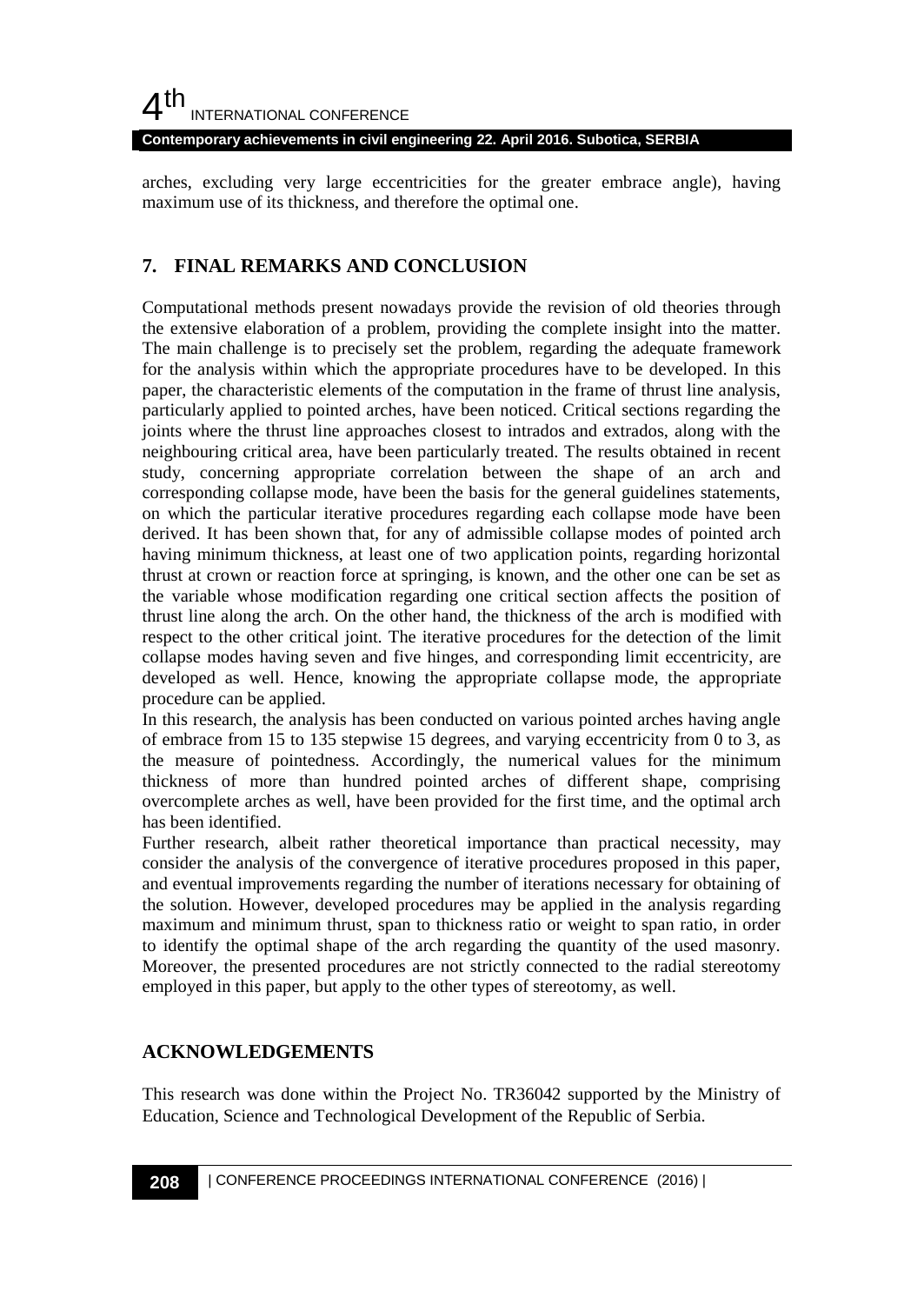arches, excluding very large eccentricities for the greater embrace angle), having maximum use of its thickness, and therefore the optimal one.

## 7. FINAL REMARKS AND CONCLUSION

Computational methods present nowadays provide the revision of old theories through the extensive elaboration of a problem, providing the complete insight into the matter. The main challenge is to precisely set the problem, regarding the adequate framework for the analysis within which the appropriate procedures have to be developed. In this paper, the characteristic elements of the computation in the frame of thrust line analysis, particularly applied to pointed arches, have been noticed. Critical sections regarding the joints where the thrust line approaches closest to intrados and extrados, along with the neighbouring critical area, have been particularly treated. The results obtained in recent study, concerning appropriate correlation between the shape of an arch and corresponding collapse mode, have been the basis for the general guidelines statements, on which the particular iterative procedures regarding each collapse mode have been derived. It has been shown that, for any of admissible collapse modes of pointed arch having minimum thickness, at least one of two application points, regarding horizontal thrust at crown or reaction force at springing, is known, and the other one can be set as the variable whose modification regarding one critical section affects the position of thrust line along the arch. On the other hand, the thickness of the arch is modified with respect to the other critical joint. The iterative procedures for the detection of the limit collapse modes having seven and five hinges, and corresponding limit eccentricity, are developed as well. Hence, knowing the appropriate collapse mode, the appropriate procedure can be applied.

In this research, the analysis has been conducted on various pointed arches having angle of embrace from 15 to 135 stepwise 15 degrees, and varying eccentricity from 0 to 3, as the measure of pointedness. Accordingly, the numerical values for the minimum thickness of more than hundred pointed arches of different shape, comprising overcomplete arches as well, have been provided for the first time, and the optimal arch has been identified.

Further research, albeit rather theoretical importance than practical necessity, may consider the analysis of the convergence of iterative procedures proposed in this paper, and eventual improvements regarding the number of iterations necessary for obtaining of the solution. However, developed procedures may be applied in the analysis regarding maximum and minimum thrust, span to thickness ratio or weight to span ratio, in order to identify the optimal shape of the arch regarding the quantity of the used masonry. Moreover, the presented procedures are not strictly connected to the radial stereotomy employed in this paper, but apply to the other types of stereotomy, as well.

## ACKNOWLEDGEMENTS

This research was done within the Project No. TR36042 supported by the Ministry of Education, Science and Technological Development of the Republic of Serbia.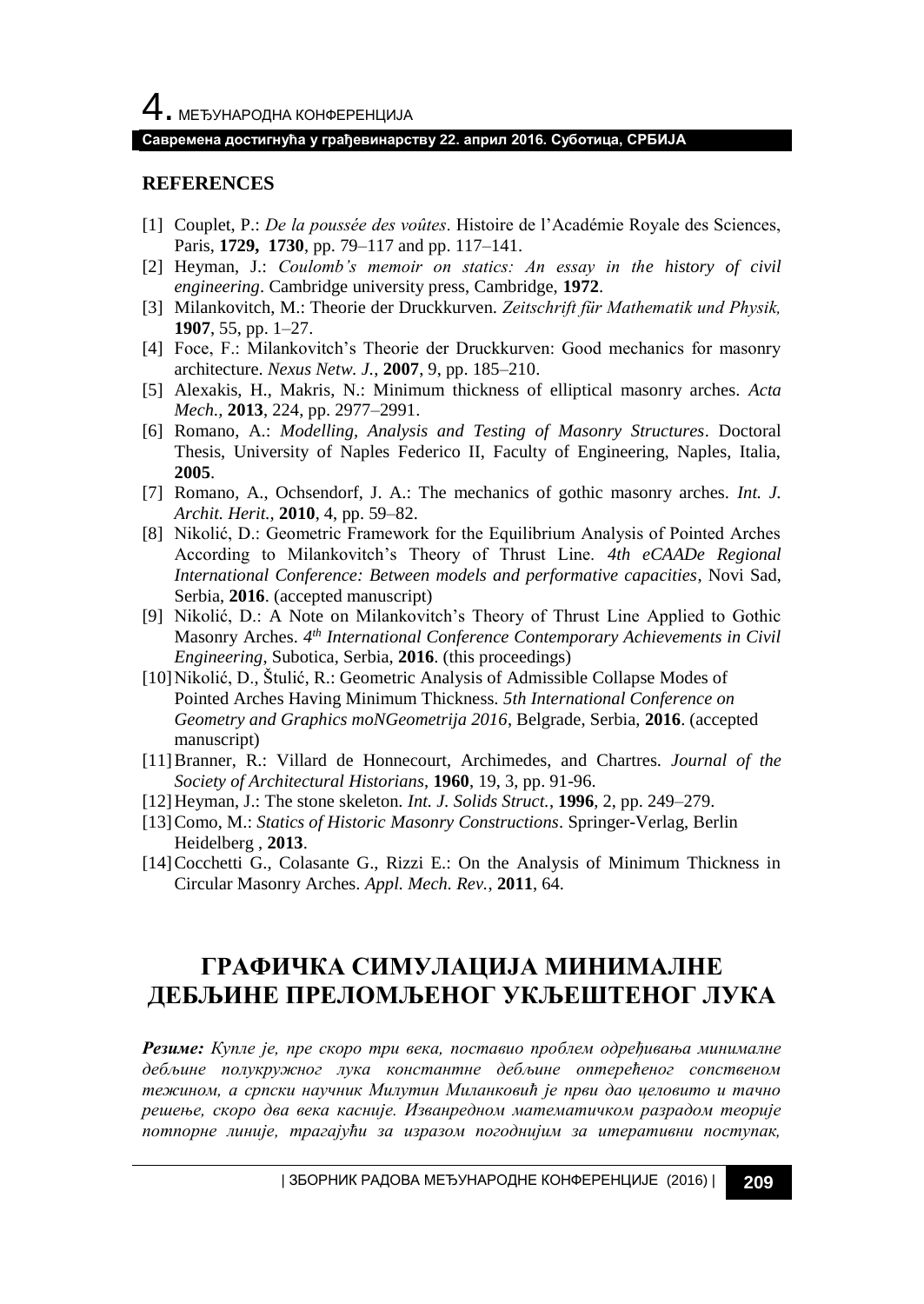## REFERENCES

[1] Couplet, P.: *De la poussée des voûtes*. Histoire de l'Académie Royale des Sciences, Paris, **1729, 1730**, pp. 79–117 and pp. 117–141.

[2] Heyman, J.: *Coulomb's memoir on statics: An essay in the history of civil engineering*. Cambridge university press, Cambridge, **1972**.

[3] Milankovitch, M.: Theorie der Druckkurven. *Zeitschrift für Mathematik und Physik,* **1907**, 55, pp. 1–27.

[4] Foce, F.: Milankovitch's Theorie der Druckkurven: Good mechanics for masonry architecture. *Nexus Netw. J.*, **2007**, 9, pp. 185–210.

[5] Alexakis, H., Makris, N.: Minimum thickness of elliptical masonry arches. *Acta Mech.,* **2013**, 224, pp. 2977–2991.

[6] Romano, A.: *Modelling, Analysis and Testing of Masonry Structures*. Doctoral Thesis, University of Naples Federico II, Faculty of Engineering, Naples, Italia, **2005**.

[7] Romano, A., Ochsendorf, J. A.: The mechanics of gothic masonry arches. *Int. J. Archit. Herit.,* **2010**, 4, pp. 59–82.

[8] Nikolić, D.: Geometric Framework for the Equilibrium Analysis of Pointed Arches According to Milankovitch's Theory of Thrust Line. *4th eCAADe Regional International Conference: Between models and performative capacities*, Novi Sad, Serbia, **2016**. (accepted manuscript)

[9] Nikolić, D.: A Note on Milankovitch's Theory of Thrust Line Applied to Gothic Masonry Arches. *4th International Conference Contemporary Achievements in Civil Engineering*, Subotica, Serbia, **2016**. (this proceedings)

[10] Nikolić, D., Štulić, R.: Geometric Analysis of Admissible Collapse Modes of Pointed Arches Having Minimum Thickness. *5th International Conference on Geometry and Graphics moNGeometrija 2016*, Belgrade, Serbia, **2016**. (accepted manuscript)

[11] Branner, R.: Villard de Honnecourt, Archimedes, and Chartres. *Journal of the Society of Architectural Historians*, **1960**, 19, 3, pp. 91-96.

[12] Heyman, J.: The stone skeleton. *Int. J. Solids Struct.*, **1996**, 2, pp. 249–279.

[13] Como, M.: *Statics of Historic Masonry Constructions*. Springer-Verlag, Berlin Heidelberg , **2013**.

[14] Cocchetti G., Colasante G., Rizzi E.: On the Analysis of Minimum Thickness in Circular Masonry Arches. *Appl. Mech. Rev.*, **2011**, 64.

# ГРАФИЧКА СИМУЛАЦИЈА МИНИМАЛНЕ ДЕБЉИНЕ ПРЕЛОМЉЕНОГ УКЉЕШТЕНОГ ЛУКА

***Резиме:*** *Купле је, пре скоро три века, поставио проблем одређивања минималне дебљине полукружног лука константне дебљине оптерећеног сопственом тежином, а српски научник Милутин Миланковић је први дао целовито и тачно решење, скоро два века касније. Изванредном математичком разрадом теорије потпорне линије, трагајући за изразом погоднијим за итеративни поступак,*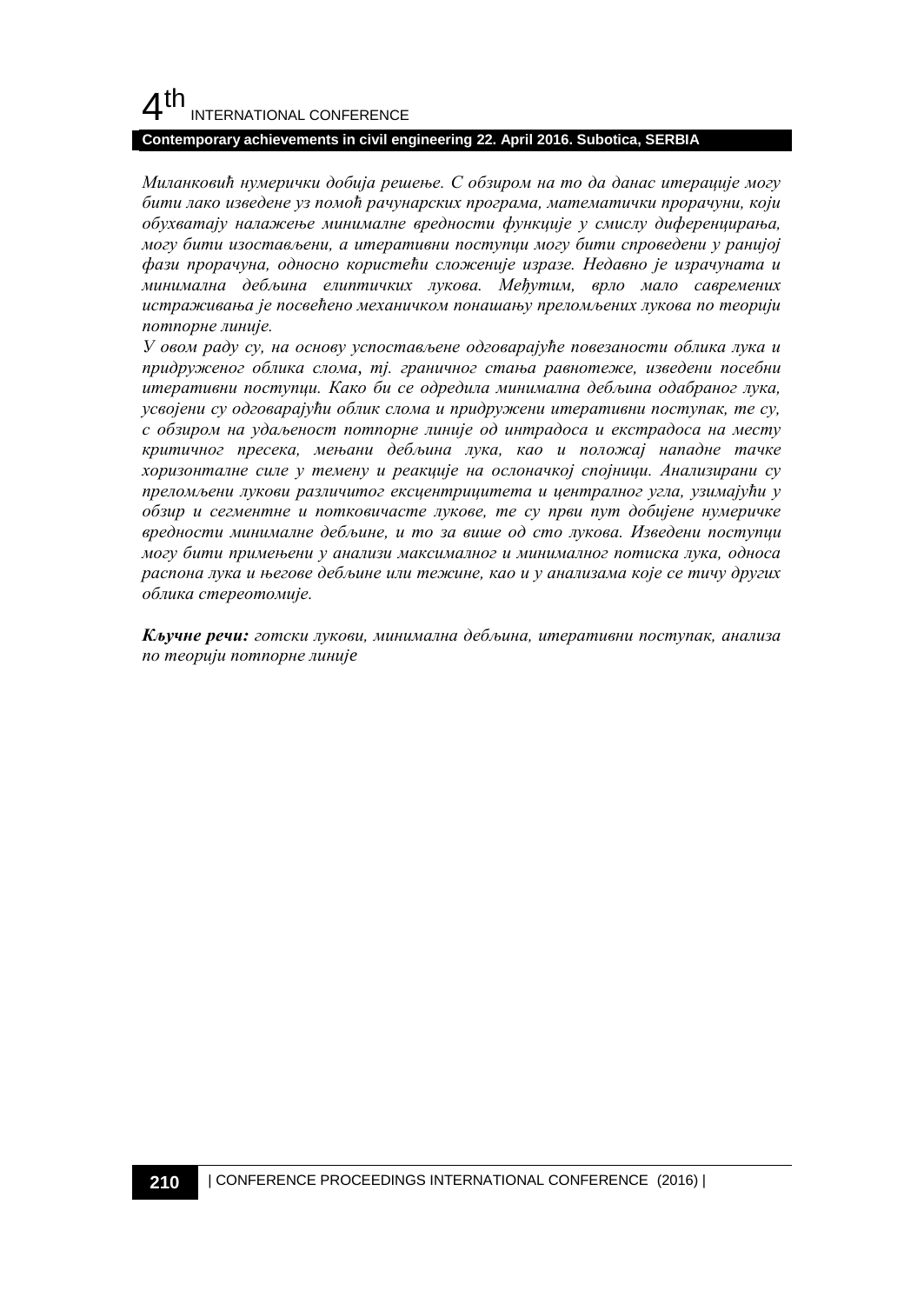*Миланковић нумерички добија решење. С обзиром на то да данас итерације могу бити лако изведене уз помоћ рачунарских програма, математички прорачуни, који обухватају налажење минималне вредности функције у смислу диференцирања, могу бити изостављени, а итеративни поступци могу бити спроведени у ранијој фази прорачуна, односно користећи сложеније изразе. Недавно је израчуната и минимална дебљина елиптичких лукова. Међутим, врло мало савремених истраживања је посвећено механичком понашању преломљених лукова по теорији потпорне линије.*

*У овом раду су, на основу успостављене одговарајуће повезаности облика лука и придруженог облика слома, тј. граничног стања равнотеже, изведени посебни итеративни поступци. Како би се одредила минимална дебљина одабраног лука, усвојени су одговарајући облик слома и придружени итеративни поступак, те су, с обзиром на удаљеност потпорне линије од интрадоса и екстрадоса на месту критичног пресека, мењани дебљина лука, као и положај нападне тачке хоризонталне силе у темену и реакције на ослоначкој спојници. Анализирани су преломљени лукови различитог ексцентрицитета и централног угла, узимајући у обзир и сегментне и потковичасте лукове, те су први пут добијене нумеричке вредности минималне дебљине, и то за више од сто лукова. Изведени поступци могу бити примењени у анализи максималног и минималног потиска лука, односа распона лука и његове дебљине или тежине, као и у анализама које се тичу других облика стереотомије.*

***Кључне речи:*** *готски лукови, минимална дебљина, итеративни поступак, анализа по теорији потпорне линије*